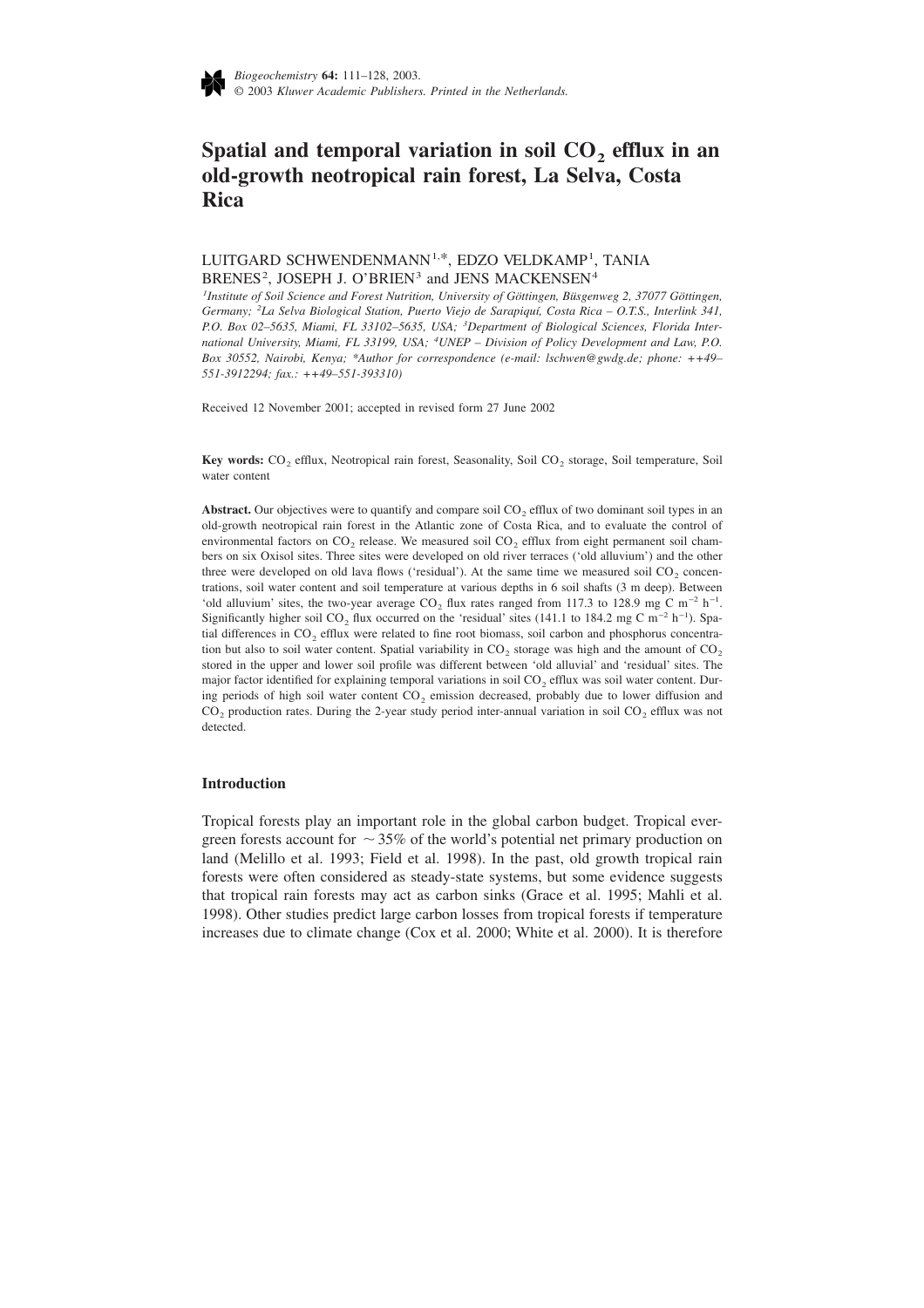# Spatial and temporal variation in soil $CO_2$ efflux in an old-growth neotropical rain forest, La Selva, Costa Rica

LUITGARD SCHWENDENMANN[1,*], EDZO VELDKAMP[1], TANIA BRENES[2], JOSEPH J. O'BRIEN[3] and JENS MACKENSEN[4]

[1]*Institute of Soil Science and Forest Nutrition, University of Göttingen, Büsgenweg 2, 37077 Göttingen, Germany;* [2]*La Selva Biological Station, Puerto Viejo de Sarapiquí, Costa Rica – O.T.S., Interlink 341, P.O. Box 02–5635, Miami, FL 33102–5635, USA;* [3]*Department of Biological Sciences, Florida International University, Miami, FL 33199, USA;* [4]*UNEP – Division of Policy Development and Law, P.O. Box 30552, Nairobi, Kenya; \*Author for correspondence (e-mail: lschwen@gwdg.de; phone: ++49–551-3912294; fax.: ++49–551-393310)*

Received 12 November 2001; accepted in revised form 27 June 2002

**Key words:** $CO_2$ efflux, Neotropical rain forest, Seasonality, Soil $CO_2$ storage, Soil temperature, Soil water content

**Abstract.** Our objectives were to quantify and compare soil $CO_2$ efflux of two dominant soil types in an old-growth neotropical rain forest in the Atlantic zone of Costa Rica, and to evaluate the control of environmental factors on $CO_2$ release. We measured soil $CO_2$ efflux from eight permanent soil chambers on six Oxisol sites. Three sites were developed on old river terraces ('old alluvium') and the other three were developed on old lava flows ('residual'). At the same time we measured soil $CO_2$ concentrations, soil water content and soil temperature at various depths in 6 soil shafts (3 m deep). Between 'old alluvium' sites, the two-year average $CO_2$ flux rates ranged from 117.3 to 128.9 mg C $m^{-2}$ $h^{-1}$. Significantly higher soil $CO_2$ flux occurred on the 'residual' sites (141.1 to 184.2 mg C $m^{-2}$ $h^{-1}$). Spatial differences in $CO_2$ efflux were related to fine root biomass, soil carbon and phosphorus concentration but also to soil water content. Spatial variability in $CO_2$ storage was high and the amount of $CO_2$ stored in the upper and lower soil profile was different between 'old alluvial' and 'residual' sites. The major factor identified for explaining temporal variations in soil $CO_2$ efflux was soil water content. During periods of high soil water content $CO_2$ emission decreased, probably due to lower diffusion and $CO_2$ production rates. During the 2-year study period inter-annual variation in soil $CO_2$ efflux was not detected.

## Introduction

Tropical forests play an important role in the global carbon budget. Tropical evergreen forests account for ~35% of the world's potential net primary production on land (Melillo et al. 1993; Field et al. 1998). In the past, old growth tropical rain forests were often considered as steady-state systems, but some evidence suggests that tropical rain forests may act as carbon sinks (Grace et al. 1995; Mahli et al. 1998). Other studies predict large carbon losses from tropical forests if temperature increases due to climate change (Cox et al. 2000; White et al. 2000). It is therefore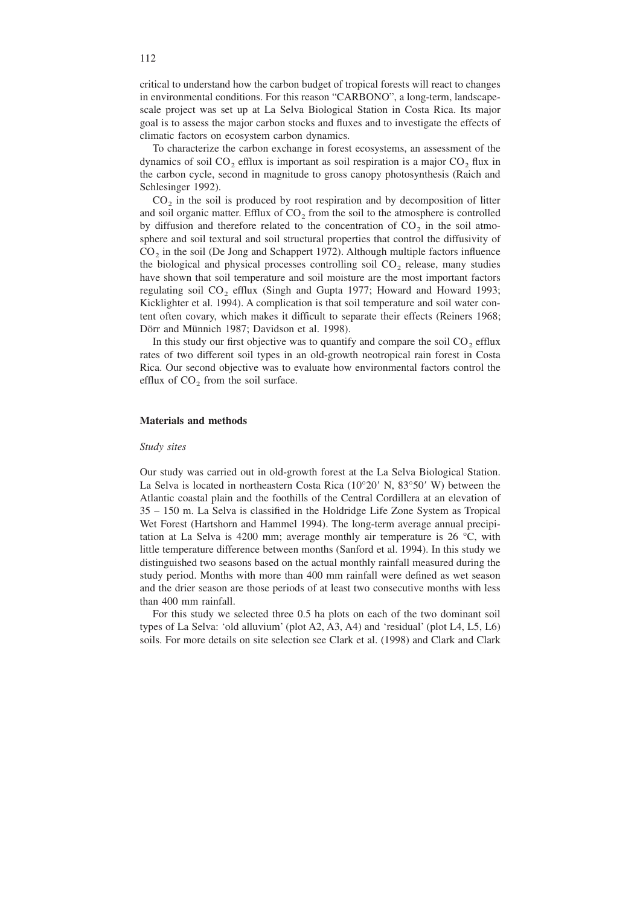critical to understand how the carbon budget of tropical forests will react to changes in environmental conditions. For this reason "CARBONO", a long-term, landscape-scale project was set up at La Selva Biological Station in Costa Rica. Its major goal is to assess the major carbon stocks and fluxes and to investigate the effects of climatic factors on ecosystem carbon dynamics.

To characterize the carbon exchange in forest ecosystems, an assessment of the dynamics of soil $CO_2$ efflux is important as soil respiration is a major $CO_2$ flux in the carbon cycle, second in magnitude to gross canopy photosynthesis (Raich and Schlesinger 1992).

$CO_2$ in the soil is produced by root respiration and by decomposition of litter and soil organic matter. Efflux of $CO_2$ from the soil to the atmosphere is controlled by diffusion and therefore related to the concentration of $CO_2$ in the soil atmosphere and soil textural and soil structural properties that control the diffusivity of $CO_2$ in the soil (De Jong and Schappert 1972). Although multiple factors influence the biological and physical processes controlling soil $CO_2$ release, many studies have shown that soil temperature and soil moisture are the most important factors regulating soil $CO_2$ efflux (Singh and Gupta 1977; Howard and Howard 1993; Kicklighter et al. 1994). A complication is that soil temperature and soil water content often covary, which makes it difficult to separate their effects (Reiners 1968; Dörr and Münnich 1987; Davidson et al. 1998).

In this study our first objective was to quantify and compare the soil $CO_2$ efflux rates of two different soil types in an old-growth neotropical rain forest in Costa Rica. Our second objective was to evaluate how environmental factors control the efflux of $CO_2$ from the soil surface.

## Materials and methods

### *Study sites*

Our study was carried out in old-growth forest at the La Selva Biological Station. La Selva is located in northeastern Costa Rica (10°20′ N, 83°50′ W) between the Atlantic coastal plain and the foothills of the Central Cordillera at an elevation of 35 – 150 m. La Selva is classified in the Holdridge Life Zone System as Tropical Wet Forest (Hartshorn and Hammel 1994). The long-term average annual precipitation at La Selva is 4200 mm; average monthly air temperature is 26 °C, with little temperature difference between months (Sanford et al. 1994). In this study we distinguished two seasons based on the actual monthly rainfall measured during the study period. Months with more than 400 mm rainfall were defined as wet season and the drier season are those periods of at least two consecutive months with less than 400 mm rainfall.

For this study we selected three 0.5 ha plots on each of the two dominant soil types of La Selva: 'old alluvium' (plot A2, A3, A4) and 'residual' (plot L4, L5, L6) soils. For more details on site selection see Clark et al. (1998) and Clark and Clark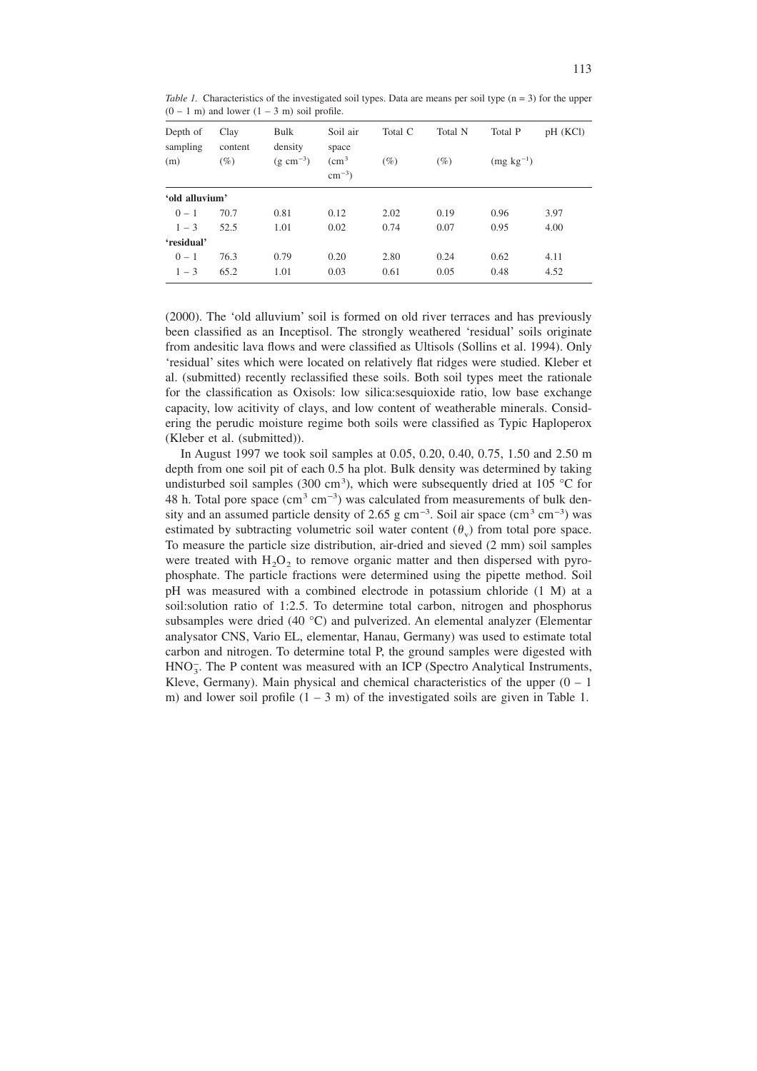*Table 1.* Characteristics of the investigated soil types. Data are means per soil type (n = 3) for the upper (0 – 1 m) and lower (1 – 3 m) soil profile.

| Depth of sampling (m) | Clay content (%) | Bulk density (g $cm^{-3}$) | Soil air space ($cm^3$ $cm^{-3}$) | Total C (%) | Total N (%) | Total P (mg $kg^{-1}$) | pH (KCl) |
|---|---|---|---|---|---|---|---|
| **'old alluvium'** | | | | | | | |
| 0 – 1 | 70.7 | 0.81 | 0.12 | 2.02 | 0.19 | 0.96 | 3.97 |
| 1 – 3 | 52.5 | 1.01 | 0.02 | 0.74 | 0.07 | 0.95 | 4.00 |
| **'residual'** | | | | | | | |
| 0 – 1 | 76.3 | 0.79 | 0.20 | 2.80 | 0.24 | 0.62 | 4.11 |
| 1 – 3 | 65.2 | 1.01 | 0.03 | 0.61 | 0.05 | 0.48 | 4.52 |

(2000). The 'old alluvium' soil is formed on old river terraces and has previously been classified as an Inceptisol. The strongly weathered 'residual' soils originate from andesitic lava flows and were classified as Ultisols (Sollins et al. 1994). Only 'residual' sites which were located on relatively flat ridges were studied. Kleber et al. (submitted) recently reclassified these soils. Both soil types meet the rationale for the classification as Oxisols: low silica:sesquioxide ratio, low base exchange capacity, low acitivity of clays, and low content of weatherable minerals. Considering the perudic moisture regime both soils were classified as Typic Haploperox (Kleber et al. (submitted)).

In August 1997 we took soil samples at 0.05, 0.20, 0.40, 0.75, 1.50 and 2.50 m depth from one soil pit of each 0.5 ha plot. Bulk density was determined by taking undisturbed soil samples (300 $cm^3$), which were subsequently dried at 105 °C for 48 h. Total pore space ($cm^3$ $cm^{-3}$) was calculated from measurements of bulk density and an assumed particle density of 2.65 g $cm^{-3}$. Soil air space ($cm^3$ $cm^{-3}$) was estimated by subtracting volumetric soil water content ($\theta_v$) from total pore space. To measure the particle size distribution, air-dried and sieved (2 mm) soil samples were treated with $H_2O_2$ to remove organic matter and then dispersed with pyrophosphate. The particle fractions were determined using the pipette method. Soil pH was measured with a combined electrode in potassium chloride (1 M) at a soil:solution ratio of 1:2.5. To determine total carbon, nitrogen and phosphorus subsamples were dried (40 °C) and pulverized. An elemental analyzer (Elementar analysator CNS, Vario EL, elementar, Hanau, Germany) was used to estimate total carbon and nitrogen. To determine total P, the ground samples were digested with $HNO_3^-$. The P content was measured with an ICP (Spectro Analytical Instruments, Kleve, Germany). Main physical and chemical characteristics of the upper (0 – 1 m) and lower soil profile (1 – 3 m) of the investigated soils are given in Table 1.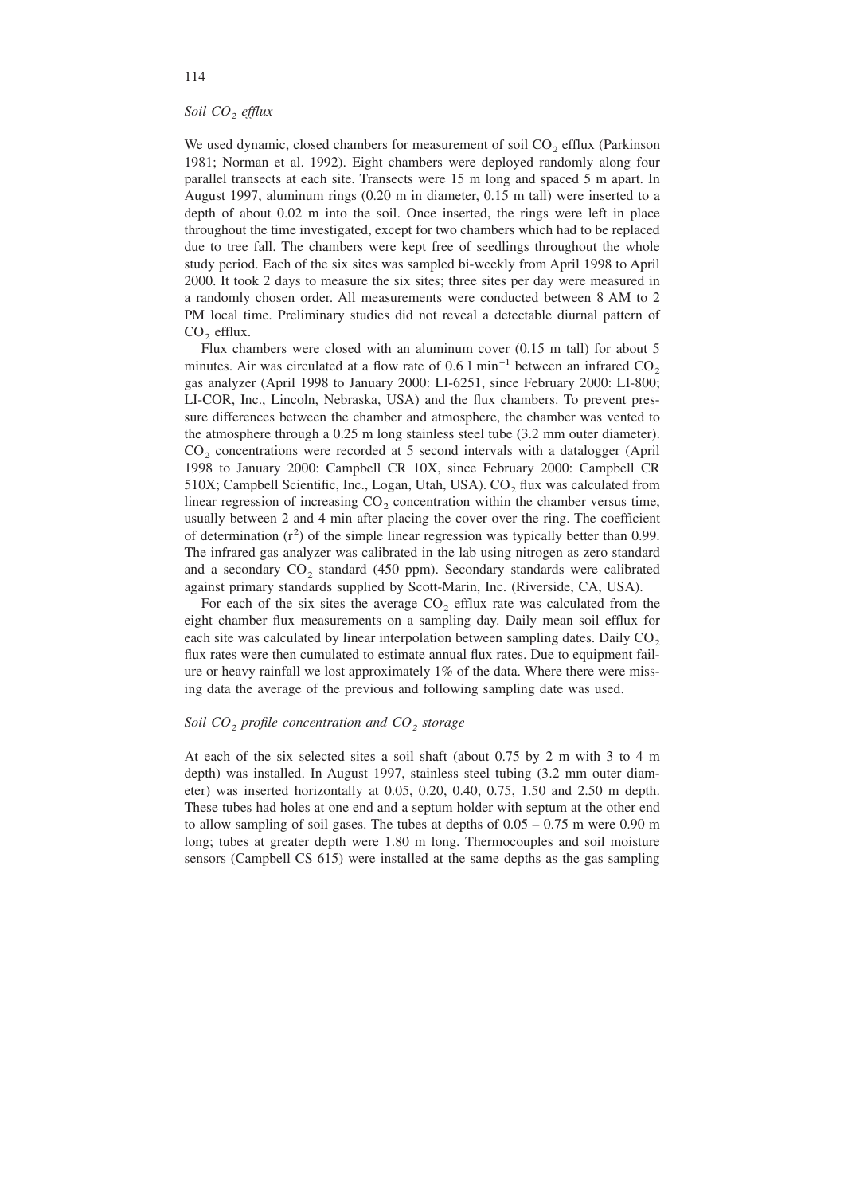### *Soil $CO_2$ efflux*

We used dynamic, closed chambers for measurement of soil $CO_2$ efflux (Parkinson 1981; Norman et al. 1992). Eight chambers were deployed randomly along four parallel transects at each site. Transects were 15 m long and spaced 5 m apart. In August 1997, aluminum rings (0.20 m in diameter, 0.15 m tall) were inserted to a depth of about 0.02 m into the soil. Once inserted, the rings were left in place throughout the time investigated, except for two chambers which had to be replaced due to tree fall. The chambers were kept free of seedlings throughout the whole study period. Each of the six sites was sampled bi-weekly from April 1998 to April 2000. It took 2 days to measure the six sites; three sites per day were measured in a randomly chosen order. All measurements were conducted between 8 AM to 2 PM local time. Preliminary studies did not reveal a detectable diurnal pattern of $CO_2$ efflux.

Flux chambers were closed with an aluminum cover (0.15 m tall) for about 5 minutes. Air was circulated at a flow rate of 0.6 l $min^{-1}$ between an infrared $CO_2$ gas analyzer (April 1998 to January 2000: LI-6251, since February 2000: LI-800; LI-COR, Inc., Lincoln, Nebraska, USA) and the flux chambers. To prevent pressure differences between the chamber and atmosphere, the chamber was vented to the atmosphere through a 0.25 m long stainless steel tube (3.2 mm outer diameter). $CO_2$ concentrations were recorded at 5 second intervals with a datalogger (April 1998 to January 2000: Campbell CR 10X, since February 2000: Campbell CR 510X; Campbell Scientific, Inc., Logan, Utah, USA). $CO_2$ flux was calculated from linear regression of increasing $CO_2$ concentration within the chamber versus time, usually between 2 and 4 min after placing the cover over the ring. The coefficient of determination ($r^2$) of the simple linear regression was typically better than 0.99. The infrared gas analyzer was calibrated in the lab using nitrogen as zero standard and a secondary $CO_2$ standard (450 ppm). Secondary standards were calibrated against primary standards supplied by Scott-Marin, Inc. (Riverside, CA, USA).

For each of the six sites the average $CO_2$ efflux rate was calculated from the eight chamber flux measurements on a sampling day. Daily mean soil efflux for each site was calculated by linear interpolation between sampling dates. Daily $CO_2$ flux rates were then cumulated to estimate annual flux rates. Due to equipment failure or heavy rainfall we lost approximately 1% of the data. Where there were missing data the average of the previous and following sampling date was used.

### *Soil $CO_2$ profile concentration and $CO_2$ storage*

At each of the six selected sites a soil shaft (about 0.75 by 2 m with 3 to 4 m depth) was installed. In August 1997, stainless steel tubing (3.2 mm outer diameter) was inserted horizontally at 0.05, 0.20, 0.40, 0.75, 1.50 and 2.50 m depth. These tubes had holes at one end and a septum holder with septum at the other end to allow sampling of soil gases. The tubes at depths of 0.05 – 0.75 m were 0.90 m long; tubes at greater depth were 1.80 m long. Thermocouples and soil moisture sensors (Campbell CS 615) were installed at the same depths as the gas sampling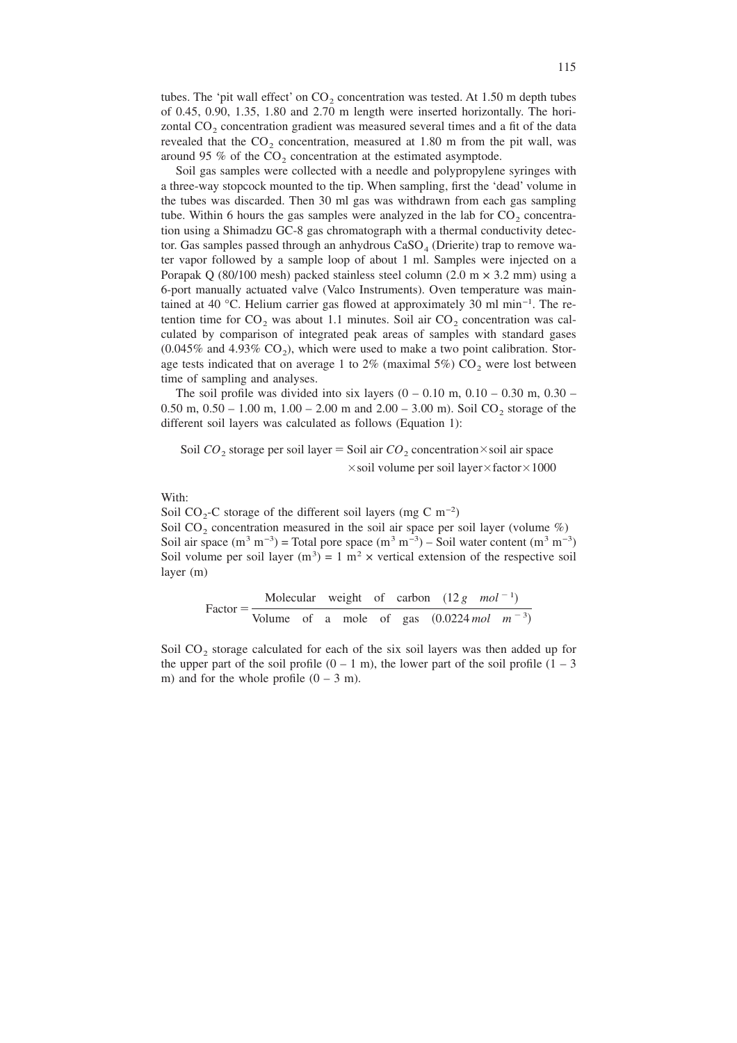tubes. The 'pit wall effect' on $CO_2$ concentration was tested. At 1.50 m depth tubes of 0.45, 0.90, 1.35, 1.80 and 2.70 m length were inserted horizontally. The horizontal $CO_2$ concentration gradient was measured several times and a fit of the data revealed that the $CO_2$ concentration, measured at 1.80 m from the pit wall, was around 95 % of the $CO_2$ concentration at the estimated asymptode.

Soil gas samples were collected with a needle and polypropylene syringes with a three-way stopcock mounted to the tip. When sampling, first the 'dead' volume in the tubes was discarded. Then 30 ml gas was withdrawn from each gas sampling tube. Within 6 hours the gas samples were analyzed in the lab for $CO_2$ concentration using a Shimadzu GC-8 gas chromatograph with a thermal conductivity detector. Gas samples passed through an anhydrous $CaSO_4$ (Drierite) trap to remove water vapor followed by a sample loop of about 1 ml. Samples were injected on a Porapak Q (80/100 mesh) packed stainless steel column (2.0 m × 3.2 mm) using a 6-port manually actuated valve (Valco Instruments). Oven temperature was maintained at 40 °C. Helium carrier gas flowed at approximately 30 ml min$^{-1}$. The retention time for $CO_2$ was about 1.1 minutes. Soil air $CO_2$ concentration was calculated by comparison of integrated peak areas of samples with standard gases (0.045% and 4.93% $CO_2$), which were used to make a two point calibration. Storage tests indicated that on average 1 to 2% (maximal 5%) $CO_2$ were lost between time of sampling and analyses.

The soil profile was divided into six layers (0 – 0.10 m, 0.10 – 0.30 m, 0.30 – 0.50 m, 0.50 – 1.00 m, 1.00 – 2.00 m and 2.00 – 3.00 m). Soil $CO_2$ storage of the different soil layers was calculated as follows (Equation 1):

$$\text{Soil } CO_2 \text{ storage per soil layer} = \text{Soil air } CO_2 \text{ concentration} \times \text{soil air space} \times \text{soil volume per soil layer} \times \text{factor} \times 1000$$

With:
Soil $CO_2$-C storage of the different soil layers (mg C m$^{-2}$)
Soil $CO_2$ concentration measured in the soil air space per soil layer (volume %)
Soil air space (m$^3$ m$^{-3}$) = Total pore space (m$^3$ m$^{-3}$) – Soil water content (m$^3$ m$^{-3}$)
Soil volume per soil layer (m$^3$) = 1 m$^2$ × vertical extension of the respective soil layer (m)

$$\text{Factor} = \frac{\text{Molecular weight of carbon } (12\,g \quad mol^{-1})}{\text{Volume of a mole of gas } (0.0224\,mol \quad m^{-3})}$$

Soil $CO_2$ storage calculated for each of the six soil layers was then added up for the upper part of the soil profile (0 – 1 m), the lower part of the soil profile (1 – 3 m) and for the whole profile (0 – 3 m).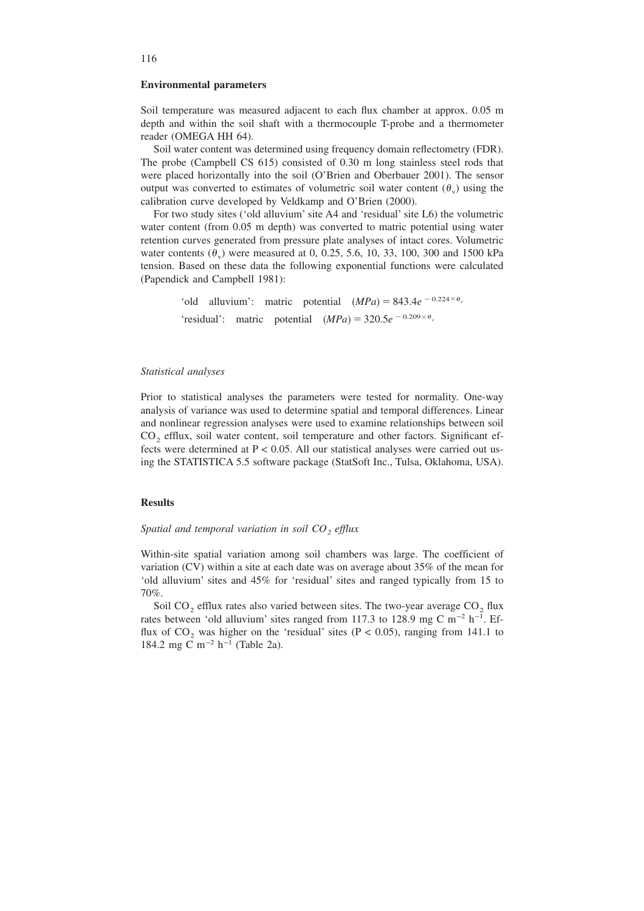## Environmental parameters

Soil temperature was measured adjacent to each flux chamber at approx. 0.05 m depth and within the soil shaft with a thermocouple T-probe and a thermometer reader (OMEGA HH 64).

Soil water content was determined using frequency domain reflectometry (FDR). The probe (Campbell CS 615) consisted of 0.30 m long stainless steel rods that were placed horizontally into the soil (O'Brien and Oberbauer 2001). The sensor output was converted to estimates of volumetric soil water content ($\theta_v$) using the calibration curve developed by Veldkamp and O'Brien (2000).

For two study sites ('old alluvium' site A4 and 'residual' site L6) the volumetric water content (from 0.05 m depth) was converted to matric potential using water retention curves generated from pressure plate analyses of intact cores. Volumetric water contents ($\theta_v$) were measured at 0, 0.25, 5.6, 10, 33, 100, 300 and 1500 kPa tension. Based on these data the following exponential functions were calculated (Papendick and Campbell 1981):

'old alluvium': matric potential $(MPa) = 843.4e^{-0.224 \times \theta_v}$

'residual': matric potential $(MPa) = 320.5e^{-0.209 \times \theta_v}$

### *Statistical analyses*

Prior to statistical analyses the parameters were tested for normality. One-way analysis of variance was used to determine spatial and temporal differences. Linear and nonlinear regression analyses were used to examine relationships between soil $CO_2$ efflux, soil water content, soil temperature and other factors. Significant effects were determined at $P < 0.05$. All our statistical analyses were carried out using the STATISTICA 5.5 software package (StatSoft Inc., Tulsa, Oklahoma, USA).

## Results

### *Spatial and temporal variation in soil $CO_2$ efflux*

Within-site spatial variation among soil chambers was large. The coefficient of variation (CV) within a site at each date was on average about 35% of the mean for 'old alluvium' sites and 45% for 'residual' sites and ranged typically from 15 to 70%.

Soil $CO_2$ efflux rates also varied between sites. The two-year average $CO_2$ flux rates between 'old alluvium' sites ranged from 117.3 to 128.9 mg C m$^{-2}$ h$^{-1}$. Efflux of $CO_2$ was higher on the 'residual' sites ($P < 0.05$), ranging from 141.1 to 184.2 mg C m$^{-2}$ h$^{-1}$ (Table 2a).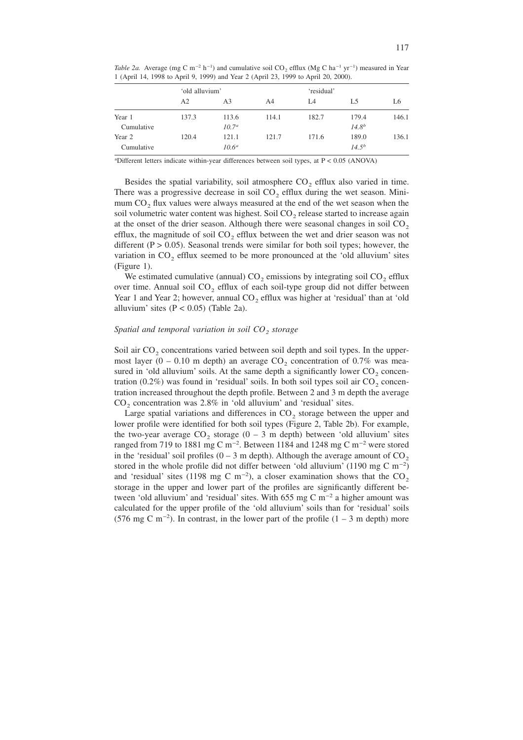*Table 2a.* Average (mg C $m^{-2}$ $h^{-1}$) and cumulative soil $CO_2$ efflux (Mg C $ha^{-1}$ $yr^{-1}$) measured in Year 1 (April 14, 1998 to April 9, 1999) and Year 2 (April 23, 1999 to April 20, 2000).

| | 'old alluvium' | | | 'residual' | | |
|---|---|---|---|---|---|---|
| | A2 | A3 | A4 | L4 | L5 | L6 |
| Year 1 | 137.3 | 113.6 | 114.1 | 182.7 | 179.4 | 146.1 |
| Cumulative | | *10.7*[a] | | | *14.8*[b] | |
| Year 2 | 120.4 | 121.1 | 121.7 | 171.6 | 189.0 | 136.1 |
| Cumulative | | *10.6*[a] | | | *14.5*[b] | |

[a]Different letters indicate within-year differences between soil types, at $P < 0.05$ (ANOVA)

Besides the spatial variability, soil atmosphere $CO_2$ efflux also varied in time. There was a progressive decrease in soil $CO_2$ efflux during the wet season. Minimum $CO_2$ flux values were always measured at the end of the wet season when the soil volumetric water content was highest. Soil $CO_2$ release started to increase again at the onset of the drier season. Although there were seasonal changes in soil $CO_2$ efflux, the magnitude of soil $CO_2$ efflux between the wet and drier season was not different ($P > 0.05$). Seasonal trends were similar for both soil types; however, the variation in $CO_2$ efflux seemed to be more pronounced at the 'old alluvium' sites (Figure 1).

We estimated cumulative (annual) $CO_2$ emissions by integrating soil $CO_2$ efflux over time. Annual soil $CO_2$ efflux of each soil-type group did not differ between Year 1 and Year 2; however, annual $CO_2$ efflux was higher at 'residual' than at 'old alluvium' sites ($P < 0.05$) (Table 2a).

### *Spatial and temporal variation in soil $CO_2$ storage*

Soil air $CO_2$ concentrations varied between soil depth and soil types. In the uppermost layer (0 – 0.10 m depth) an average $CO_2$ concentration of 0.7% was measured in 'old alluvium' soils. At the same depth a significantly lower $CO_2$ concentration (0.2%) was found in 'residual' soils. In both soil types soil air $CO_2$ concentration increased throughout the depth profile. Between 2 and 3 m depth the average $CO_2$ concentration was 2.8% in 'old alluvium' and 'residual' sites.

Large spatial variations and differences in $CO_2$ storage between the upper and lower profile were identified for both soil types (Figure 2, Table 2b). For example, the two-year average $CO_2$ storage (0 – 3 m depth) between 'old alluvium' sites ranged from 719 to 1881 mg C $m^{-2}$. Between 1184 and 1248 mg C $m^{-2}$ were stored in the 'residual' soil profiles (0 – 3 m depth). Although the average amount of $CO_2$ stored in the whole profile did not differ between 'old alluvium' (1190 mg C $m^{-2}$) and 'residual' sites (1198 mg C $m^{-2}$), a closer examination shows that the $CO_2$ storage in the upper and lower part of the profiles are significantly different between 'old alluvium' and 'residual' sites. With 655 mg C $m^{-2}$ a higher amount was calculated for the upper profile of the 'old alluvium' soils than for 'residual' soils (576 mg C $m^{-2}$). In contrast, in the lower part of the profile (1 – 3 m depth) more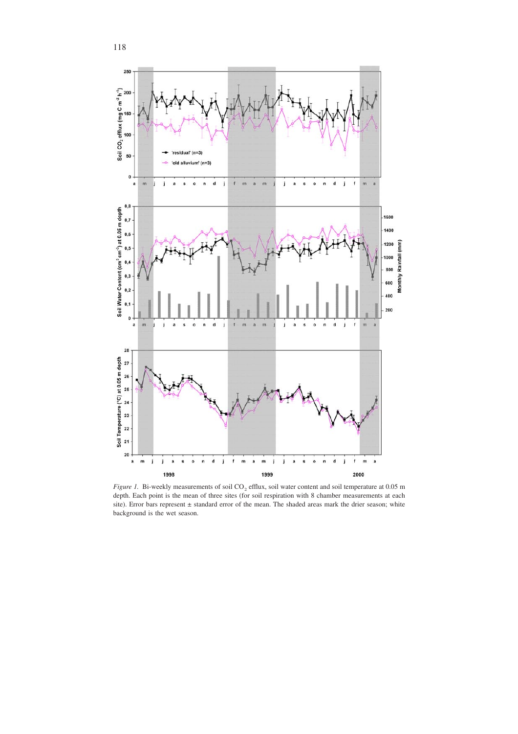*Figure 1.* Bi-weekly measurements of soil $CO_2$ efflux, soil water content and soil temperature at 0.05 m depth. Each point is the mean of three sites (for soil respiration with 8 chamber measurements at each site). Error bars represent ± standard error of the mean. The shaded areas mark the drier season; white background is the wet season.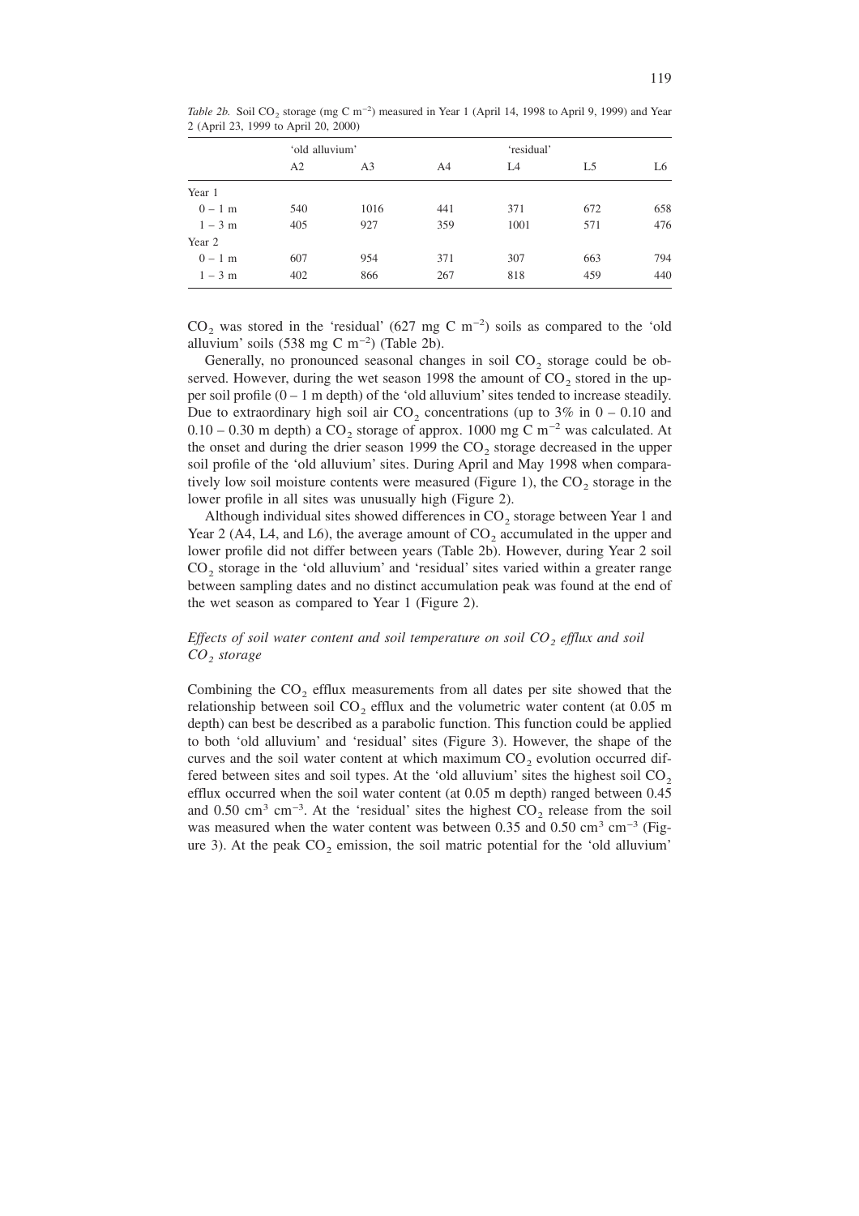*Table 2b.* Soil $CO_2$ storage (mg C $m^{-2}$) measured in Year 1 (April 14, 1998 to April 9, 1999) and Year 2 (April 23, 1999 to April 20, 2000)

| | 'old alluvium' | | | 'residual' | | |
|---|---|---|---|---|---|---|
| | A2 | A3 | A4 | L4 | L5 | L6 |
| Year 1 | | | | | | |
| 0 – 1 m | 540 | 1016 | 441 | 371 | 672 | 658 |
| 1 – 3 m | 405 | 927 | 359 | 1001 | 571 | 476 |
| Year 2 | | | | | | |
| 0 – 1 m | 607 | 954 | 371 | 307 | 663 | 794 |
| 1 – 3 m | 402 | 866 | 267 | 818 | 459 | 440 |

$CO_2$ was stored in the 'residual' (627 mg C $m^{-2}$) soils as compared to the 'old alluvium' soils (538 mg C $m^{-2}$) (Table 2b).

Generally, no pronounced seasonal changes in soil $CO_2$ storage could be observed. However, during the wet season 1998 the amount of $CO_2$ stored in the upper soil profile (0 – 1 m depth) of the 'old alluvium' sites tended to increase steadily. Due to extraordinary high soil air $CO_2$ concentrations (up to 3% in 0 – 0.10 and 0.10 – 0.30 m depth) a $CO_2$ storage of approx. 1000 mg C $m^{-2}$ was calculated. At the onset and during the drier season 1999 the $CO_2$ storage decreased in the upper soil profile of the 'old alluvium' sites. During April and May 1998 when comparatively low soil moisture contents were measured (Figure 1), the $CO_2$ storage in the lower profile in all sites was unusually high (Figure 2).

Although individual sites showed differences in $CO_2$ storage between Year 1 and Year 2 (A4, L4, and L6), the average amount of $CO_2$ accumulated in the upper and lower profile did not differ between years (Table 2b). However, during Year 2 soil $CO_2$ storage in the 'old alluvium' and 'residual' sites varied within a greater range between sampling dates and no distinct accumulation peak was found at the end of the wet season as compared to Year 1 (Figure 2).

### *Effects of soil water content and soil temperature on soil $CO_2$ efflux and soil $CO_2$ storage*

Combining the $CO_2$ efflux measurements from all dates per site showed that the relationship between soil $CO_2$ efflux and the volumetric water content (at 0.05 m depth) can best be described as a parabolic function. This function could be applied to both 'old alluvium' and 'residual' sites (Figure 3). However, the shape of the curves and the soil water content at which maximum $CO_2$ evolution occurred differed between sites and soil types. At the 'old alluvium' sites the highest soil $CO_2$ efflux occurred when the soil water content (at 0.05 m depth) ranged between 0.45 and 0.50 $cm^3$ $cm^{-3}$. At the 'residual' sites the highest $CO_2$ release from the soil was measured when the water content was between 0.35 and 0.50 $cm^3$ $cm^{-3}$ (Figure 3). At the peak $CO_2$ emission, the soil matric potential for the 'old alluvium'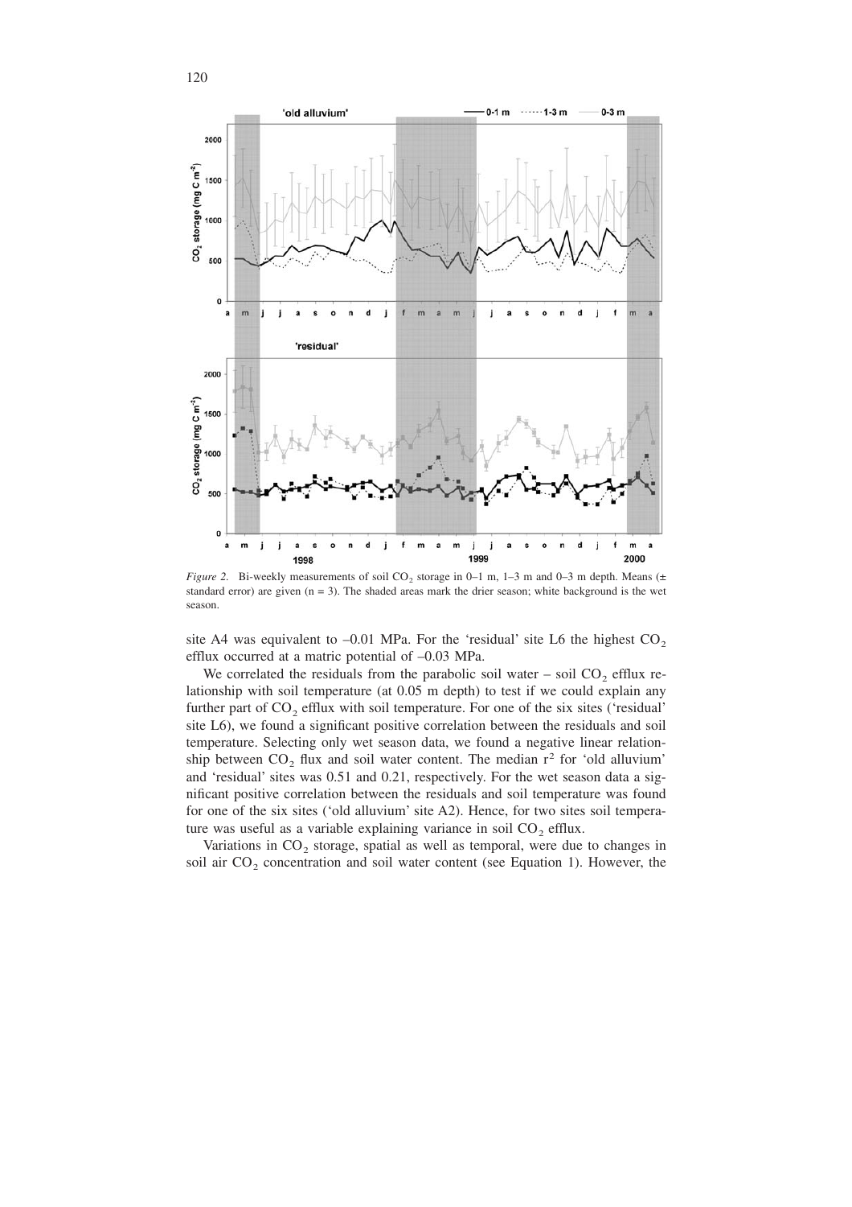*Figure 2.* Bi-weekly measurements of soil $CO_2$ storage in 0–1 m, 1–3 m and 0–3 m depth. Means (± standard error) are given (n = 3). The shaded areas mark the drier season; white background is the wet season.

site A4 was equivalent to –0.01 MPa. For the 'residual' site L6 the highest $CO_2$ efflux occurred at a matric potential of –0.03 MPa.

We correlated the residuals from the parabolic soil water – soil $CO_2$ efflux relationship with soil temperature (at 0.05 m depth) to test if we could explain any further part of $CO_2$ efflux with soil temperature. For one of the six sites ('residual' site L6), we found a significant positive correlation between the residuals and soil temperature. Selecting only wet season data, we found a negative linear relationship between $CO_2$ flux and soil water content. The median $r^2$ for 'old alluvium' and 'residual' sites was 0.51 and 0.21, respectively. For the wet season data a significant positive correlation between the residuals and soil temperature was found for one of the six sites ('old alluvium' site A2). Hence, for two sites soil temperature was useful as a variable explaining variance in soil $CO_2$ efflux.

Variations in $CO_2$ storage, spatial as well as temporal, were due to changes in soil air $CO_2$ concentration and soil water content (see Equation 1). However, the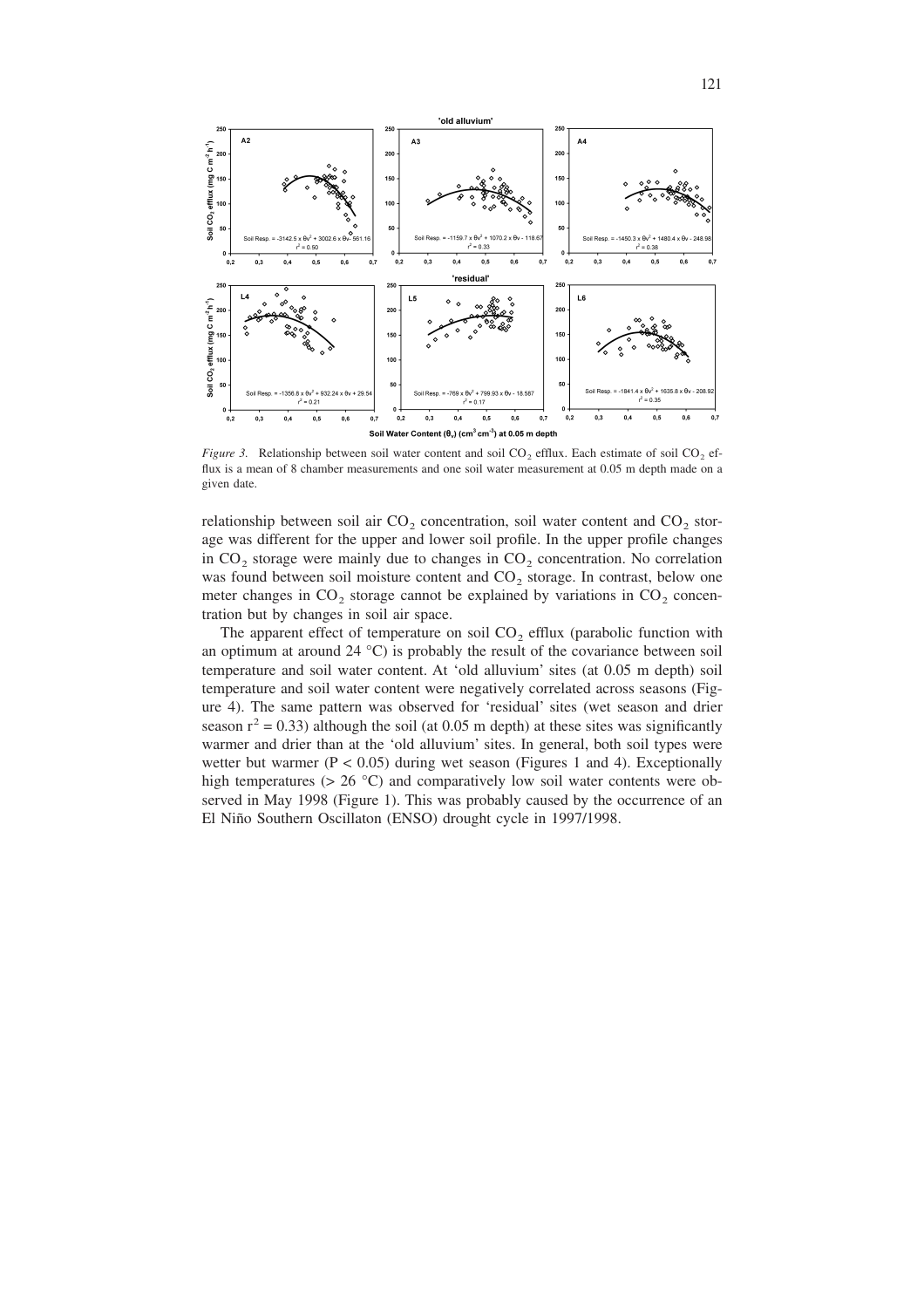*Figure 3.* Relationship between soil water content and soil $CO_2$ efflux. Each estimate of soil $CO_2$ efflux is a mean of 8 chamber measurements and one soil water measurement at 0.05 m depth made on a given date.

relationship between soil air $CO_2$ concentration, soil water content and $CO_2$ storage was different for the upper and lower soil profile. In the upper profile changes in $CO_2$ storage were mainly due to changes in $CO_2$ concentration. No correlation was found between soil moisture content and $CO_2$ storage. In contrast, below one meter changes in $CO_2$ storage cannot be explained by variations in $CO_2$ concentration but by changes in soil air space.

The apparent effect of temperature on soil $CO_2$ efflux (parabolic function with an optimum at around 24 °C) is probably the result of the covariance between soil temperature and soil water content. At 'old alluvium' sites (at 0.05 m depth) soil temperature and soil water content were negatively correlated across seasons (Figure 4). The same pattern was observed for 'residual' sites (wet season and drier season $r^2 = 0.33$) although the soil (at 0.05 m depth) at these sites was significantly warmer and drier than at the 'old alluvium' sites. In general, both soil types were wetter but warmer ($P < 0.05$) during wet season (Figures 1 and 4). Exceptionally high temperatures (> 26 °C) and comparatively low soil water contents were observed in May 1998 (Figure 1). This was probably caused by the occurrence of an El Niño Southern Oscillaton (ENSO) drought cycle in 1997/1998.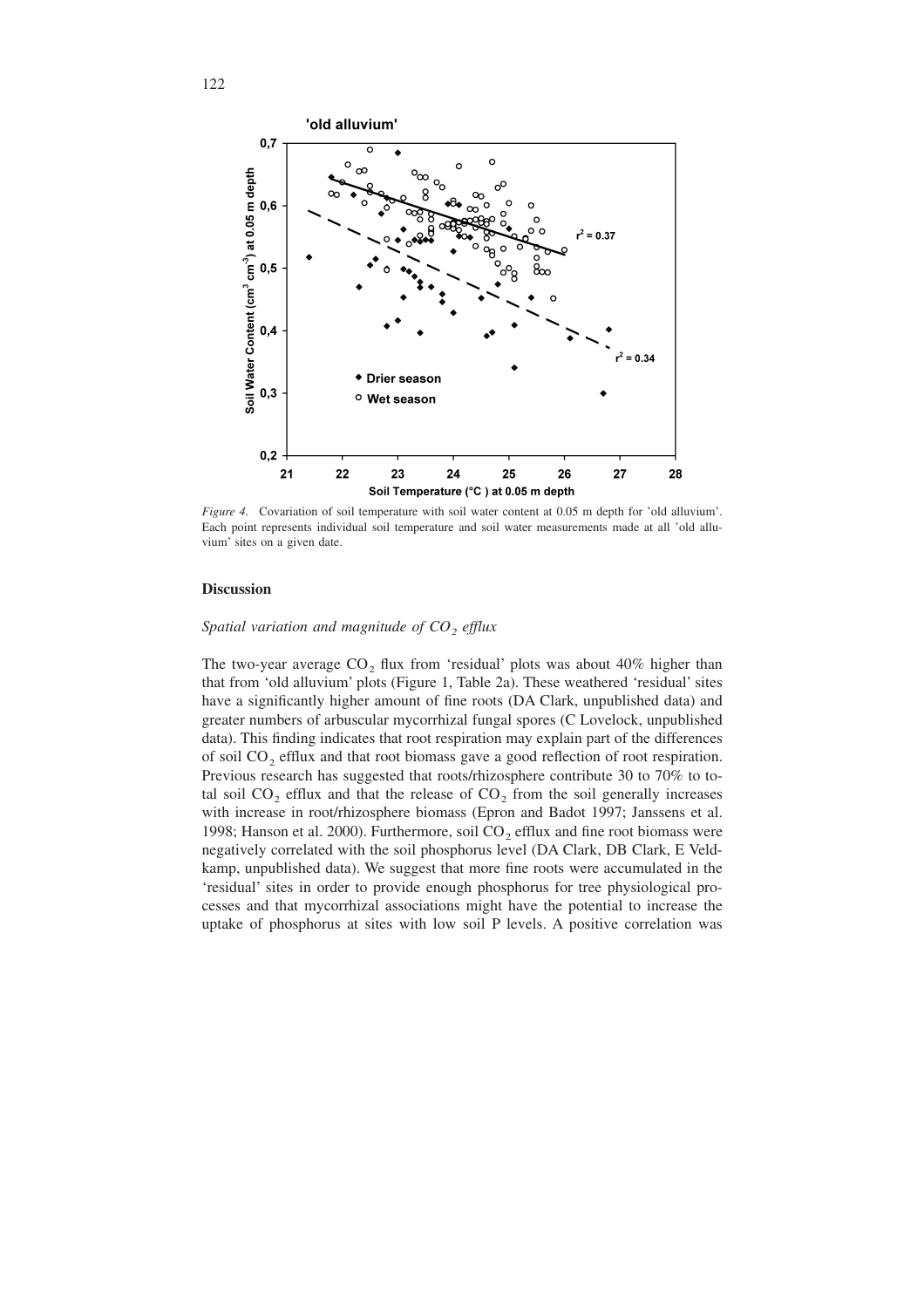*Figure 4.* Covariation of soil temperature with soil water content at 0.05 m depth for 'old alluvium'. Each point represents individual soil temperature and soil water measurements made at all 'old alluvium' sites on a given date.

## Discussion

### *Spatial variation and magnitude of $CO_2$ efflux*

The two-year average $CO_2$ flux from 'residual' plots was about 40% higher than that from 'old alluvium' plots (Figure 1, Table 2a). These weathered 'residual' sites have a significantly higher amount of fine roots (DA Clark, unpublished data) and greater numbers of arbuscular mycorrhizal fungal spores (C Lovelock, unpublished data). This finding indicates that root respiration may explain part of the differences of soil $CO_2$ efflux and that root biomass gave a good reflection of root respiration. Previous research has suggested that roots/rhizosphere contribute 30 to 70% to total soil $CO_2$ efflux and that the release of $CO_2$ from the soil generally increases with increase in root/rhizosphere biomass (Epron and Badot 1997; Janssens et al. 1998; Hanson et al. 2000). Furthermore, soil $CO_2$ efflux and fine root biomass were negatively correlated with the soil phosphorus level (DA Clark, DB Clark, E Veldkamp, unpublished data). We suggest that more fine roots were accumulated in the 'residual' sites in order to provide enough phosphorus for tree physiological processes and that mycorrhizal associations might have the potential to increase the uptake of phosphorus at sites with low soil P levels. A positive correlation was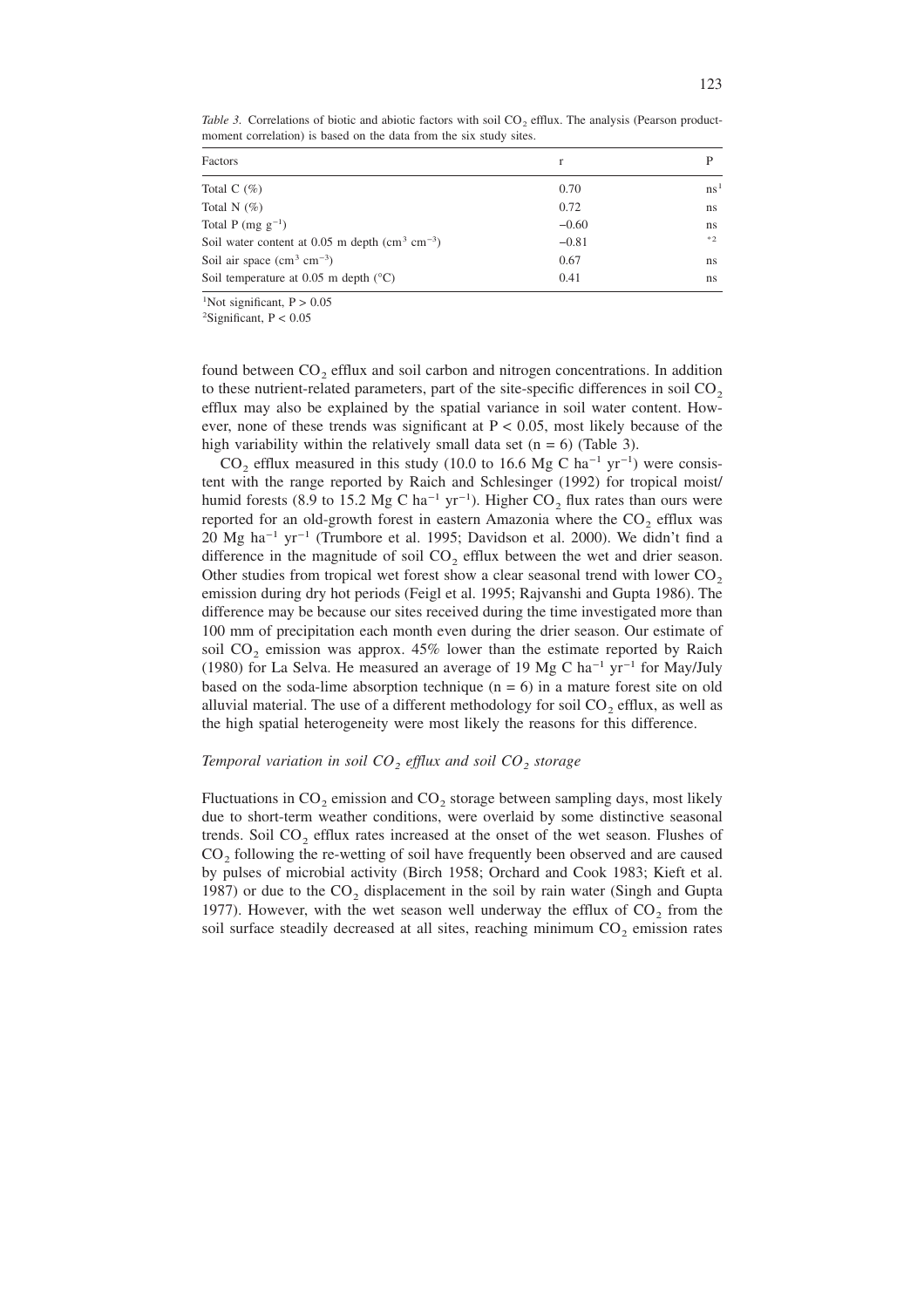*Table 3.* Correlations of biotic and abiotic factors with soil $CO_2$ efflux. The analysis (Pearson product-moment correlation) is based on the data from the six study sites.

| Factors | r | P |
|---|---|---|
| Total C (%) | 0.70 | ns[1] |
| Total N (%) | 0.72 | ns |
| Total P (mg $g^{-1}$) | −0.60 | ns |
| Soil water content at 0.05 m depth ($cm^3$ $cm^{-3}$) | −0.81 | *[2] |
| Soil air space ($cm^3$ $cm^{-3}$) | 0.67 | ns |
| Soil temperature at 0.05 m depth (°C) | 0.41 | ns |

[1]Not significant, $P > 0.05$
[2]Significant, $P < 0.05$

found between $CO_2$ efflux and soil carbon and nitrogen concentrations. In addition to these nutrient-related parameters, part of the site-specific differences in soil $CO_2$ efflux may also be explained by the spatial variance in soil water content. However, none of these trends was significant at $P < 0.05$, most likely because of the high variability within the relatively small data set ($n = 6$) (Table 3).

$CO_2$ efflux measured in this study (10.0 to 16.6 Mg C $ha^{-1}$ $yr^{-1}$) were consistent with the range reported by Raich and Schlesinger (1992) for tropical moist/humid forests (8.9 to 15.2 Mg C $ha^{-1}$ $yr^{-1}$). Higher $CO_2$ flux rates than ours were reported for an old-growth forest in eastern Amazonia where the $CO_2$ efflux was 20 Mg $ha^{-1}$ $yr^{-1}$ (Trumbore et al. 1995; Davidson et al. 2000). We didn't find a difference in the magnitude of soil $CO_2$ efflux between the wet and drier season. Other studies from tropical wet forest show a clear seasonal trend with lower $CO_2$ emission during dry hot periods (Feigl et al. 1995; Rajvanshi and Gupta 1986). The difference may be because our sites received during the time investigated more than 100 mm of precipitation each month even during the drier season. Our estimate of soil $CO_2$ emission was approx. 45% lower than the estimate reported by Raich (1980) for La Selva. He measured an average of 19 Mg C $ha^{-1}$ $yr^{-1}$ for May/July based on the soda-lime absorption technique ($n = 6$) in a mature forest site on old alluvial material. The use of a different methodology for soil $CO_2$ efflux, as well as the high spatial heterogeneity were most likely the reasons for this difference.

### *Temporal variation in soil $CO_2$ efflux and soil $CO_2$ storage*

Fluctuations in $CO_2$ emission and $CO_2$ storage between sampling days, most likely due to short-term weather conditions, were overlaid by some distinctive seasonal trends. Soil $CO_2$ efflux rates increased at the onset of the wet season. Flushes of $CO_2$ following the re-wetting of soil have frequently been observed and are caused by pulses of microbial activity (Birch 1958; Orchard and Cook 1983; Kieft et al. 1987) or due to the $CO_2$ displacement in the soil by rain water (Singh and Gupta 1977). However, with the wet season well underway the efflux of $CO_2$ from the soil surface steadily decreased at all sites, reaching minimum $CO_2$ emission rates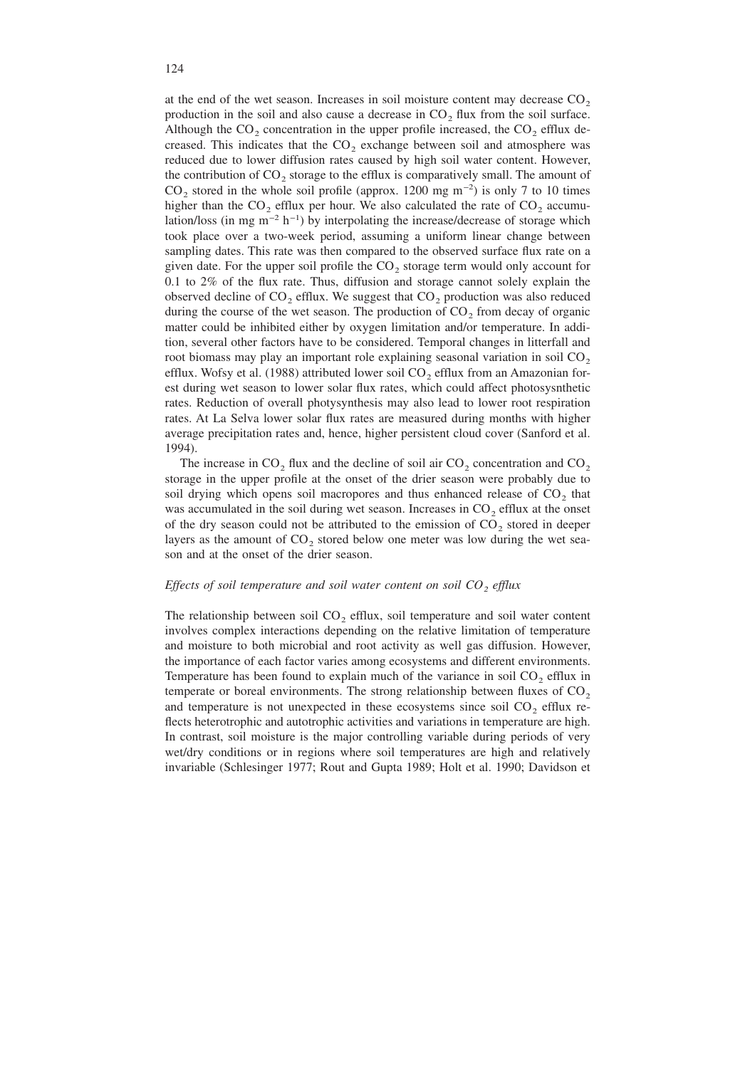at the end of the wet season. Increases in soil moisture content may decrease $CO_2$ production in the soil and also cause a decrease in $CO_2$ flux from the soil surface. Although the $CO_2$ concentration in the upper profile increased, the $CO_2$ efflux decreased. This indicates that the $CO_2$ exchange between soil and atmosphere was reduced due to lower diffusion rates caused by high soil water content. However, the contribution of $CO_2$ storage to the efflux is comparatively small. The amount of $CO_2$ stored in the whole soil profile (approx. 1200 mg $m^{-2}$) is only 7 to 10 times higher than the $CO_2$ efflux per hour. We also calculated the rate of $CO_2$ accumulation/loss (in mg $m^{-2}$ $h^{-1}$) by interpolating the increase/decrease of storage which took place over a two-week period, assuming a uniform linear change between sampling dates. This rate was then compared to the observed surface flux rate on a given date. For the upper soil profile the $CO_2$ storage term would only account for 0.1 to 2% of the flux rate. Thus, diffusion and storage cannot solely explain the observed decline of $CO_2$ efflux. We suggest that $CO_2$ production was also reduced during the course of the wet season. The production of $CO_2$ from decay of organic matter could be inhibited either by oxygen limitation and/or temperature. In addition, several other factors have to be considered. Temporal changes in litterfall and root biomass may play an important role explaining seasonal variation in soil $CO_2$ efflux. Wofsy et al. (1988) attributed lower soil $CO_2$ efflux from an Amazonian forest during wet season to lower solar flux rates, which could affect photosysnthetic rates. Reduction of overall photysynthesis may also lead to lower root respiration rates. At La Selva lower solar flux rates are measured during months with higher average precipitation rates and, hence, higher persistent cloud cover (Sanford et al. 1994).

The increase in $CO_2$ flux and the decline of soil air $CO_2$ concentration and $CO_2$ storage in the upper profile at the onset of the drier season were probably due to soil drying which opens soil macropores and thus enhanced release of $CO_2$ that was accumulated in the soil during wet season. Increases in $CO_2$ efflux at the onset of the dry season could not be attributed to the emission of $CO_2$ stored in deeper layers as the amount of $CO_2$ stored below one meter was low during the wet season and at the onset of the drier season.

### *Effects of soil temperature and soil water content on soil $CO_2$ efflux*

The relationship between soil $CO_2$ efflux, soil temperature and soil water content involves complex interactions depending on the relative limitation of temperature and moisture to both microbial and root activity as well gas diffusion. However, the importance of each factor varies among ecosystems and different environments. Temperature has been found to explain much of the variance in soil $CO_2$ efflux in temperate or boreal environments. The strong relationship between fluxes of $CO_2$ and temperature is not unexpected in these ecosystems since soil $CO_2$ efflux reflects heterotrophic and autotrophic activities and variations in temperature are high. In contrast, soil moisture is the major controlling variable during periods of very wet/dry conditions or in regions where soil temperatures are high and relatively invariable (Schlesinger 1977; Rout and Gupta 1989; Holt et al. 1990; Davidson et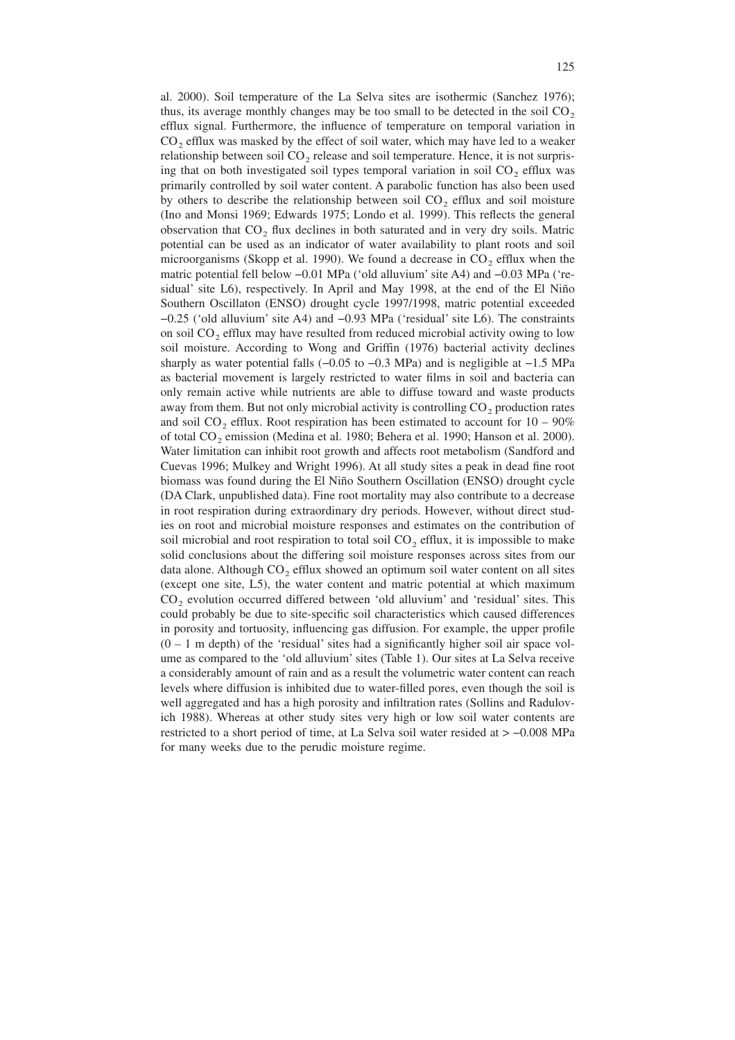al. 2000). Soil temperature of the La Selva sites are isothermic (Sanchez 1976); thus, its average monthly changes may be too small to be detected in the soil $CO_2$ efflux signal. Furthermore, the influence of temperature on temporal variation in $CO_2$ efflux was masked by the effect of soil water, which may have led to a weaker relationship between soil $CO_2$ release and soil temperature. Hence, it is not surprising that on both investigated soil types temporal variation in soil $CO_2$ efflux was primarily controlled by soil water content. A parabolic function has also been used by others to describe the relationship between soil $CO_2$ efflux and soil moisture (Ino and Monsi 1969; Edwards 1975; Londo et al. 1999). This reflects the general observation that $CO_2$ flux declines in both saturated and in very dry soils. Matric potential can be used as an indicator of water availability to plant roots and soil microorganisms (Skopp et al. 1990). We found a decrease in $CO_2$ efflux when the matric potential fell below −0.01 MPa ('old alluvium' site A4) and −0.03 MPa ('residual' site L6), respectively. In April and May 1998, at the end of the El Niño Southern Oscillaton (ENSO) drought cycle 1997/1998, matric potential exceeded −0.25 ('old alluvium' site A4) and −0.93 MPa ('residual' site L6). The constraints on soil $CO_2$ efflux may have resulted from reduced microbial activity owing to low soil moisture. According to Wong and Griffin (1976) bacterial activity declines sharply as water potential falls (−0.05 to −0.3 MPa) and is negligible at −1.5 MPa as bacterial movement is largely restricted to water films in soil and bacteria can only remain active while nutrients are able to diffuse toward and waste products away from them. But not only microbial activity is controlling $CO_2$ production rates and soil $CO_2$ efflux. Root respiration has been estimated to account for 10 – 90% of total $CO_2$ emission (Medina et al. 1980; Behera et al. 1990; Hanson et al. 2000). Water limitation can inhibit root growth and affects root metabolism (Sandford and Cuevas 1996; Mulkey and Wright 1996). At all study sites a peak in dead fine root biomass was found during the El Niño Southern Oscillation (ENSO) drought cycle (DA Clark, unpublished data). Fine root mortality may also contribute to a decrease in root respiration during extraordinary dry periods. However, without direct studies on root and microbial moisture responses and estimates on the contribution of soil microbial and root respiration to total soil $CO_2$ efflux, it is impossible to make solid conclusions about the differing soil moisture responses across sites from our data alone. Although $CO_2$ efflux showed an optimum soil water content on all sites (except one site, L5), the water content and matric potential at which maximum $CO_2$ evolution occurred differed between 'old alluvium' and 'residual' sites. This could probably be due to site-specific soil characteristics which caused differences in porosity and tortuosity, influencing gas diffusion. For example, the upper profile (0 – 1 m depth) of the 'residual' sites had a significantly higher soil air space volume as compared to the 'old alluvium' sites (Table 1). Our sites at La Selva receive a considerably amount of rain and as a result the volumetric water content can reach levels where diffusion is inhibited due to water-filled pores, even though the soil is well aggregated and has a high porosity and infiltration rates (Sollins and Radulovich 1988). Whereas at other study sites very high or low soil water contents are restricted to a short period of time, at La Selva soil water resided at > −0.008 MPa for many weeks due to the perudic moisture regime.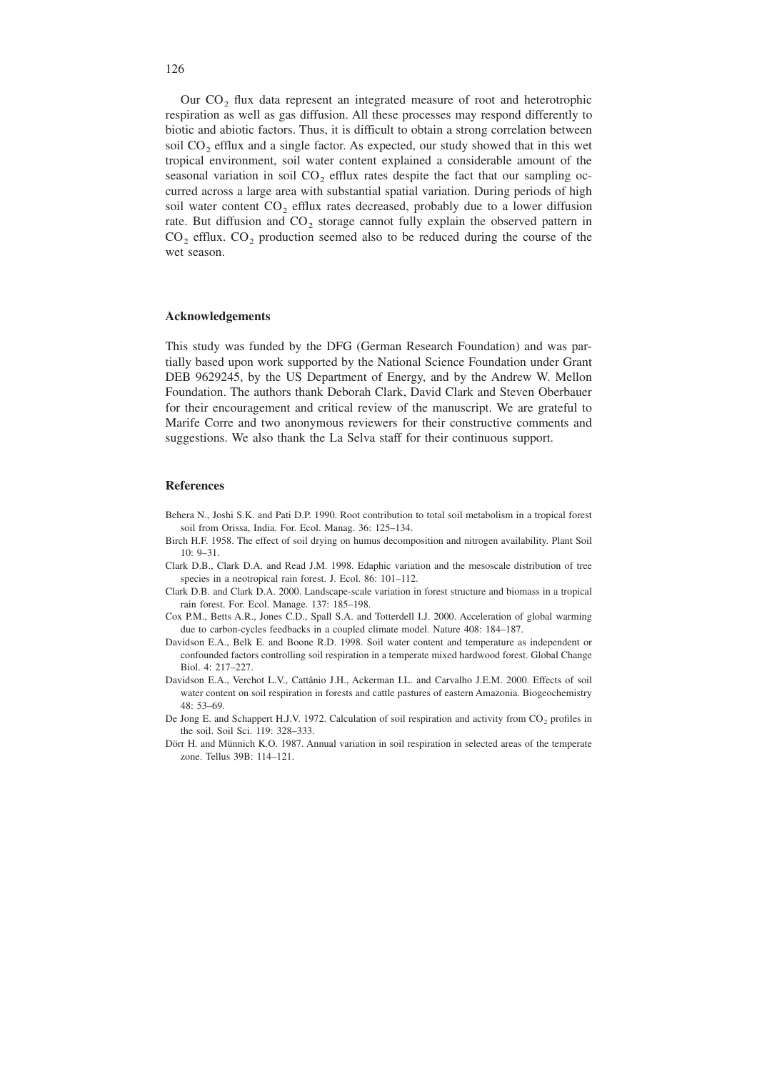Our $CO_2$ flux data represent an integrated measure of root and heterotrophic respiration as well as gas diffusion. All these processes may respond differently to biotic and abiotic factors. Thus, it is difficult to obtain a strong correlation between soil $CO_2$ efflux and a single factor. As expected, our study showed that in this wet tropical environment, soil water content explained a considerable amount of the seasonal variation in soil $CO_2$ efflux rates despite the fact that our sampling occurred across a large area with substantial spatial variation. During periods of high soil water content $CO_2$ efflux rates decreased, probably due to a lower diffusion rate. But diffusion and $CO_2$ storage cannot fully explain the observed pattern in $CO_2$ efflux. $CO_2$ production seemed also to be reduced during the course of the wet season.

## Acknowledgements

This study was funded by the DFG (German Research Foundation) and was partially based upon work supported by the National Science Foundation under Grant DEB 9629245, by the US Department of Energy, and by the Andrew W. Mellon Foundation. The authors thank Deborah Clark, David Clark and Steven Oberbauer for their encouragement and critical review of the manuscript. We are grateful to Marife Corre and two anonymous reviewers for their constructive comments and suggestions. We also thank the La Selva staff for their continuous support.

## References

Behera N., Joshi S.K. and Pati D.P. 1990. Root contribution to total soil metabolism in a tropical forest soil from Orissa, India. For. Ecol. Manag. 36: 125–134.

Birch H.F. 1958. The effect of soil drying on humus decomposition and nitrogen availability. Plant Soil 10: 9–31.

Clark D.B., Clark D.A. and Read J.M. 1998. Edaphic variation and the mesoscale distribution of tree species in a neotropical rain forest. J. Ecol. 86: 101–112.

Clark D.B. and Clark D.A. 2000. Landscape-scale variation in forest structure and biomass in a tropical rain forest. For. Ecol. Manage. 137: 185–198.

Cox P.M., Betts A.R., Jones C.D., Spall S.A. and Totterdell I.J. 2000. Acceleration of global warming due to carbon-cycles feedbacks in a coupled climate model. Nature 408: 184–187.

Davidson E.A., Belk E. and Boone R.D. 1998. Soil water content and temperature as independent or confounded factors controlling soil respiration in a temperate mixed hardwood forest. Global Change Biol. 4: 217–227.

Davidson E.A., Verchot L.V., Cattânio J.H., Ackerman I.L. and Carvalho J.E.M. 2000. Effects of soil water content on soil respiration in forests and cattle pastures of eastern Amazonia. Biogeochemistry 48: 53–69.

De Jong E. and Schappert H.J.V. 1972. Calculation of soil respiration and activity from $CO_2$ profiles in the soil. Soil Sci. 119: 328–333.

Dörr H. and Münnich K.O. 1987. Annual variation in soil respiration in selected areas of the temperate zone. Tellus 39B: 114–121.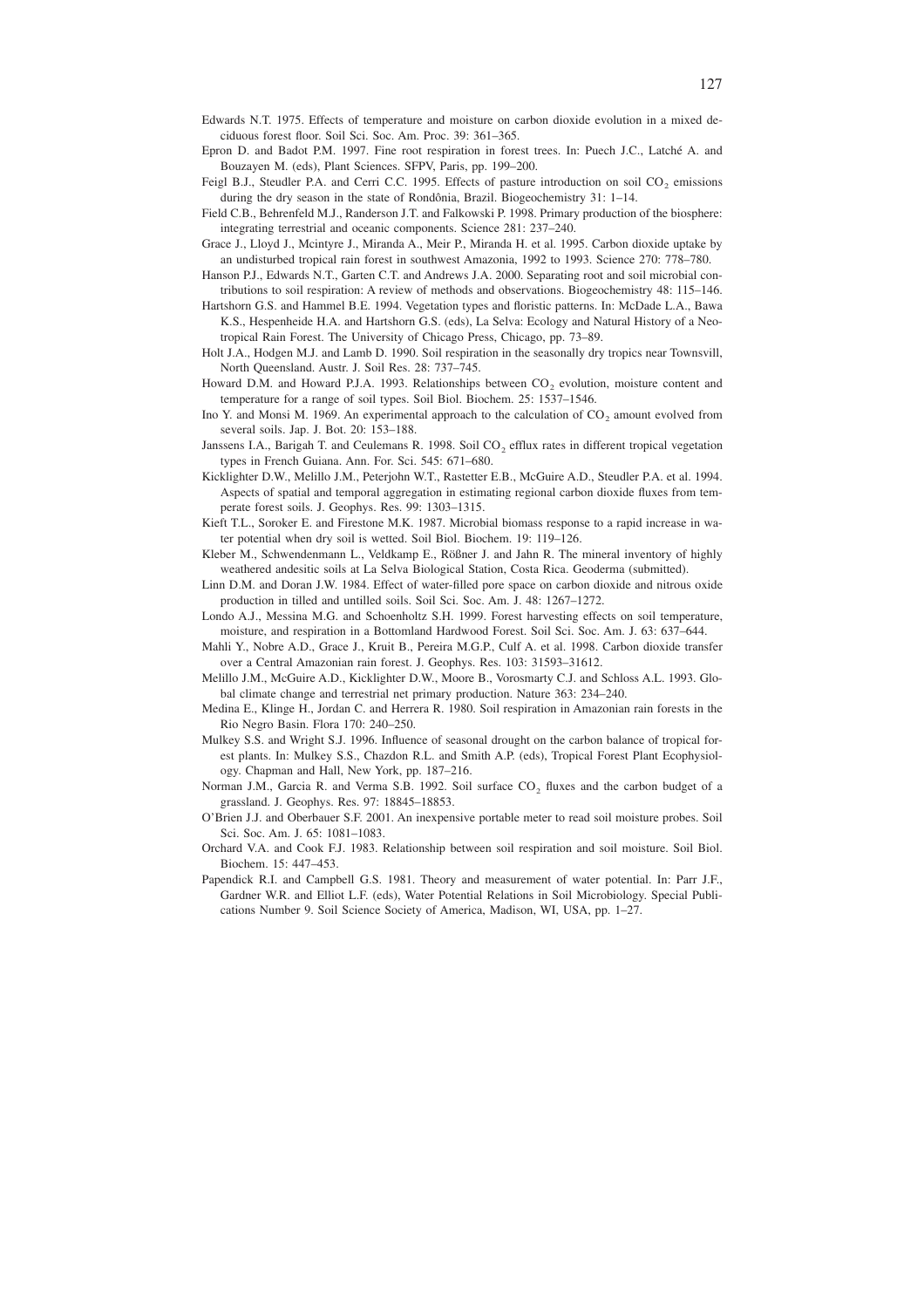Edwards N.T. 1975. Effects of temperature and moisture on carbon dioxide evolution in a mixed deciduous forest floor. Soil Sci. Soc. Am. Proc. 39: 361–365.

Epron D. and Badot P.M. 1997. Fine root respiration in forest trees. In: Puech J.C., Latché A. and Bouzayen M. (eds), Plant Sciences. SFPV, Paris, pp. 199–200.

Feigl B.J., Steudler P.A. and Cerri C.C. 1995. Effects of pasture introduction on soil $CO_2$ emissions during the dry season in the state of Rondônia, Brazil. Biogeochemistry 31: 1–14.

Field C.B., Behrenfeld M.J., Randerson J.T. and Falkowski P. 1998. Primary production of the biosphere: integrating terrestrial and oceanic components. Science 281: 237–240.

Grace J., Lloyd J., Mcintyre J., Miranda A., Meir P., Miranda H. et al. 1995. Carbon dioxide uptake by an undisturbed tropical rain forest in southwest Amazonia, 1992 to 1993. Science 270: 778–780.

Hanson P.J., Edwards N.T., Garten C.T. and Andrews J.A. 2000. Separating root and soil microbial contributions to soil respiration: A review of methods and observations. Biogeochemistry 48: 115–146.

Hartshorn G.S. and Hammel B.E. 1994. Vegetation types and floristic patterns. In: McDade L.A., Bawa K.S., Hespenheide H.A. and Hartshorn G.S. (eds), La Selva: Ecology and Natural History of a Neotropical Rain Forest. The University of Chicago Press, Chicago, pp. 73–89.

Holt J.A., Hodgen M.J. and Lamb D. 1990. Soil respiration in the seasonally dry tropics near Townsvill, North Queensland. Austr. J. Soil Res. 28: 737–745.

Howard D.M. and Howard P.J.A. 1993. Relationships between $CO_2$ evolution, moisture content and temperature for a range of soil types. Soil Biol. Biochem. 25: 1537–1546.

Ino Y. and Monsi M. 1969. An experimental approach to the calculation of $CO_2$ amount evolved from several soils. Jap. J. Bot. 20: 153–188.

Janssens I.A., Barigah T. and Ceulemans R. 1998. Soil $CO_2$ efflux rates in different tropical vegetation types in French Guiana. Ann. For. Sci. 545: 671–680.

Kicklighter D.W., Melillo J.M., Peterjohn W.T., Rastetter E.B., McGuire A.D., Steudler P.A. et al. 1994. Aspects of spatial and temporal aggregation in estimating regional carbon dioxide fluxes from temperate forest soils. J. Geophys. Res. 99: 1303–1315.

Kieft T.L., Soroker E. and Firestone M.K. 1987. Microbial biomass response to a rapid increase in water potential when dry soil is wetted. Soil Biol. Biochem. 19: 119–126.

Kleber M., Schwendenmann L., Veldkamp E., Rößner J. and Jahn R. The mineral inventory of highly weathered andesitic soils at La Selva Biological Station, Costa Rica. Geoderma (submitted).

Linn D.M. and Doran J.W. 1984. Effect of water-filled pore space on carbon dioxide and nitrous oxide production in tilled and untilled soils. Soil Sci. Soc. Am. J. 48: 1267–1272.

Londo A.J., Messina M.G. and Schoenholtz S.H. 1999. Forest harvesting effects on soil temperature, moisture, and respiration in a Bottomland Hardwood Forest. Soil Sci. Soc. Am. J. 63: 637–644.

Mahli Y., Nobre A.D., Grace J., Kruit B., Pereira M.G.P., Culf A. et al. 1998. Carbon dioxide transfer over a Central Amazonian rain forest. J. Geophys. Res. 103: 31593–31612.

Melillo J.M., McGuire A.D., Kicklighter D.W., Moore B., Vorosmarty C.J. and Schloss A.L. 1993. Global climate change and terrestrial net primary production. Nature 363: 234–240.

Medina E., Klinge H., Jordan C. and Herrera R. 1980. Soil respiration in Amazonian rain forests in the Rio Negro Basin. Flora 170: 240–250.

Mulkey S.S. and Wright S.J. 1996. Influence of seasonal drought on the carbon balance of tropical forest plants. In: Mulkey S.S., Chazdon R.L. and Smith A.P. (eds), Tropical Forest Plant Ecophysiology. Chapman and Hall, New York, pp. 187–216.

Norman J.M., Garcia R. and Verma S.B. 1992. Soil surface $CO_2$ fluxes and the carbon budget of a grassland. J. Geophys. Res. 97: 18845–18853.

O'Brien J.J. and Oberbauer S.F. 2001. An inexpensive portable meter to read soil moisture probes. Soil Sci. Soc. Am. J. 65: 1081–1083.

Orchard V.A. and Cook F.J. 1983. Relationship between soil respiration and soil moisture. Soil Biol. Biochem. 15: 447–453.

Papendick R.I. and Campbell G.S. 1981. Theory and measurement of water potential. In: Parr J.F., Gardner W.R. and Elliot L.F. (eds), Water Potential Relations in Soil Microbiology. Special Publications Number 9. Soil Science Society of America, Madison, WI, USA, pp. 1–27.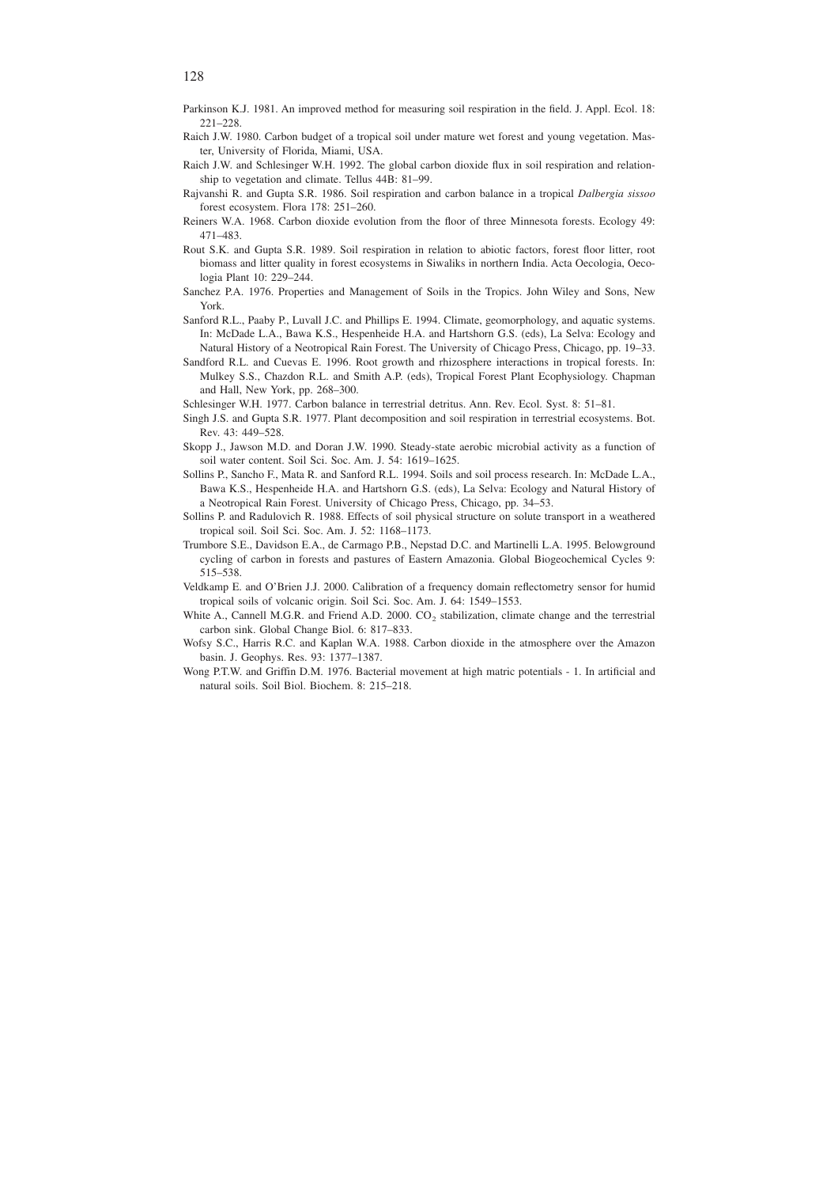Parkinson K.J. 1981. An improved method for measuring soil respiration in the field. J. Appl. Ecol. 18: 221–228.

Raich J.W. 1980. Carbon budget of a tropical soil under mature wet forest and young vegetation. Master, University of Florida, Miami, USA.

Raich J.W. and Schlesinger W.H. 1992. The global carbon dioxide flux in soil respiration and relationship to vegetation and climate. Tellus 44B: 81–99.

Rajvanshi R. and Gupta S.R. 1986. Soil respiration and carbon balance in a tropical *Dalbergia sissoo* forest ecosystem. Flora 178: 251–260.

Reiners W.A. 1968. Carbon dioxide evolution from the floor of three Minnesota forests. Ecology 49: 471–483.

Rout S.K. and Gupta S.R. 1989. Soil respiration in relation to abiotic factors, forest floor litter, root biomass and litter quality in forest ecosystems in Siwaliks in northern India. Acta Oecologia, Oecologia Plant 10: 229–244.

Sanchez P.A. 1976. Properties and Management of Soils in the Tropics. John Wiley and Sons, New York.

Sanford R.L., Paaby P., Luvall J.C. and Phillips E. 1994. Climate, geomorphology, and aquatic systems. In: McDade L.A., Bawa K.S., Hespenheide H.A. and Hartshorn G.S. (eds), La Selva: Ecology and Natural History of a Neotropical Rain Forest. The University of Chicago Press, Chicago, pp. 19–33.

Sandford R.L. and Cuevas E. 1996. Root growth and rhizosphere interactions in tropical forests. In: Mulkey S.S., Chazdon R.L. and Smith A.P. (eds), Tropical Forest Plant Ecophysiology. Chapman and Hall, New York, pp. 268–300.

Schlesinger W.H. 1977. Carbon balance in terrestrial detritus. Ann. Rev. Ecol. Syst. 8: 51–81.

Singh J.S. and Gupta S.R. 1977. Plant decomposition and soil respiration in terrestrial ecosystems. Bot. Rev. 43: 449–528.

Skopp J., Jawson M.D. and Doran J.W. 1990. Steady-state aerobic microbial activity as a function of soil water content. Soil Sci. Soc. Am. J. 54: 1619–1625.

Sollins P., Sancho F., Mata R. and Sanford R.L. 1994. Soils and soil process research. In: McDade L.A., Bawa K.S., Hespenheide H.A. and Hartshorn G.S. (eds), La Selva: Ecology and Natural History of a Neotropical Rain Forest. University of Chicago Press, Chicago, pp. 34–53.

Sollins P. and Radulovich R. 1988. Effects of soil physical structure on solute transport in a weathered tropical soil. Soil Sci. Soc. Am. J. 52: 1168–1173.

Trumbore S.E., Davidson E.A., de Carmago P.B., Nepstad D.C. and Martinelli L.A. 1995. Belowground cycling of carbon in forests and pastures of Eastern Amazonia. Global Biogeochemical Cycles 9: 515–538.

Veldkamp E. and O'Brien J.J. 2000. Calibration of a frequency domain reflectometry sensor for humid tropical soils of volcanic origin. Soil Sci. Soc. Am. J. 64: 1549–1553.

White A., Cannell M.G.R. and Friend A.D. 2000. $CO_2$ stabilization, climate change and the terrestrial carbon sink. Global Change Biol. 6: 817–833.

Wofsy S.C., Harris R.C. and Kaplan W.A. 1988. Carbon dioxide in the atmosphere over the Amazon basin. J. Geophys. Res. 93: 1377–1387.

Wong P.T.W. and Griffin D.M. 1976. Bacterial movement at high matric potentials - 1. In artificial and natural soils. Soil Biol. Biochem. 8: 215–218.